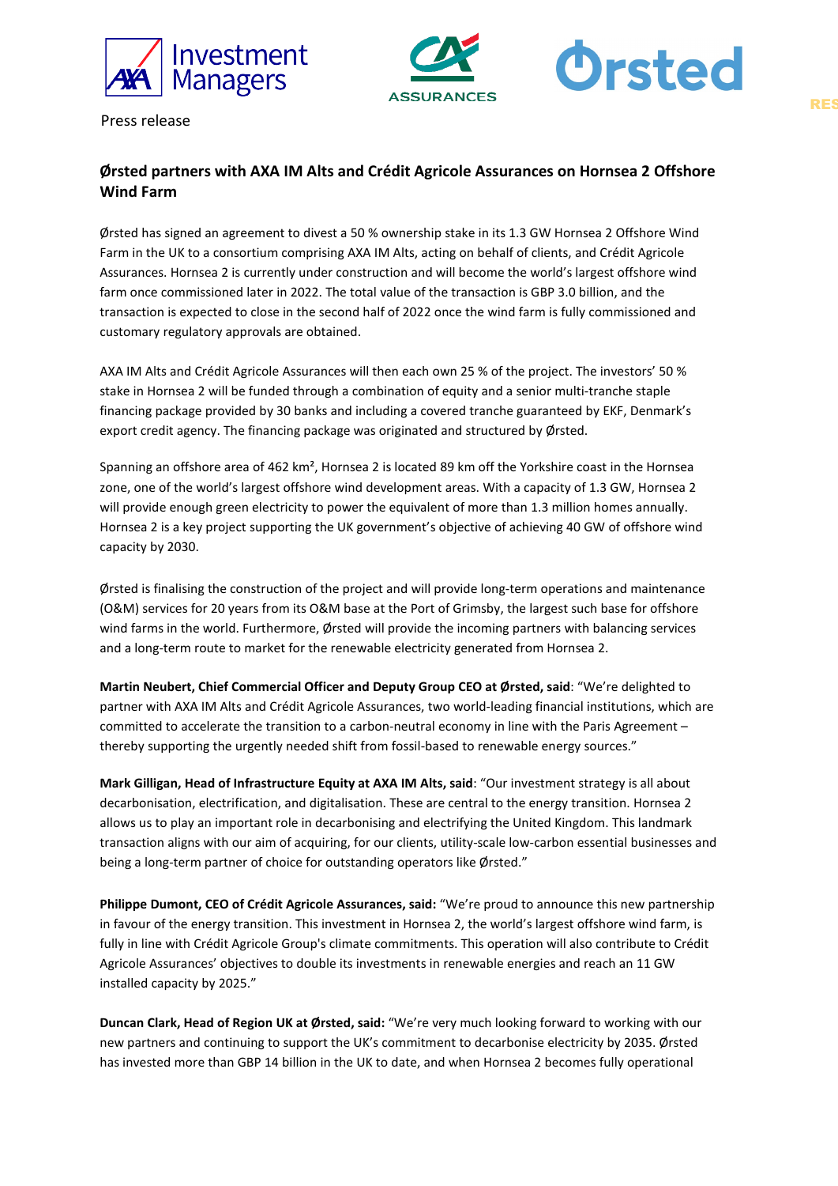Press release

## Ørsted partners with AXA IM Alts and Crédit Agricole Assurances on Hornsea 2 Offshore Wind Farm

Ørsted has signed an agreement to divest a 50 % ownership stake in its 1.3 GW Hornsea 2 Offshore Wind Farm in the UK to a consortium comprising AXA IM Alts, acting on behalf of clients, and Crédit Agricole Assurances. Hornsea 2 is currently under construction and will become the world's largest offshore wind farm once commissioned later in 2022. The total value of the transaction is GBP 3.0 billion, and the transaction is expected to close in the second half of 2022 once the wind farm is fully commissioned and customary regulatory approvals are obtained.

AXA IM Alts and Crédit Agricole Assurances will then each own 25 % of the project. The investors' 50 % stake in Hornsea 2 will be funded through a combination of equity and a senior multi-tranche staple financing package provided by 30 banks and including a covered tranche guaranteed by EKF, Denmark's export credit agency. The financing package was originated and structured by Ørsted.

Spanning an offshore area of 462 km², Hornsea 2 is located 89 km off the Yorkshire coast in the Hornsea zone, one of the world's largest offshore wind development areas. With a capacity of 1.3 GW, Hornsea 2 will provide enough green electricity to power the equivalent of more than 1.3 million homes annually. Hornsea 2 is a key project supporting the UK government's objective of achieving 40 GW of offshore wind capacity by 2030.

Ørsted is finalising the construction of the project and will provide long-term operations and maintenance (O&M) services for 20 years from its O&M base at the Port of Grimsby, the largest such base for offshore wind farms in the world. Furthermore, Ørsted will provide the incoming partners with balancing services and a long-term route to market for the renewable electricity generated from Hornsea 2.

**Martin Neubert, Chief Commercial Officer and Deputy Group CEO at Ørsted, said**: "We're delighted to partner with AXA IM Alts and Crédit Agricole Assurances, two world-leading financial institutions, which are committed to accelerate the transition to a carbon-neutral economy in line with the Paris Agreement – thereby supporting the urgently needed shift from fossil-based to renewable energy sources."

**Mark Gilligan, Head of Infrastructure Equity at AXA IM Alts, said**: "Our investment strategy is all about decarbonisation, electrification, and digitalisation. These are central to the energy transition. Hornsea 2 allows us to play an important role in decarbonising and electrifying the United Kingdom. This landmark transaction aligns with our aim of acquiring, for our clients, utility-scale low-carbon essential businesses and being a long-term partner of choice for outstanding operators like Ørsted."

**Philippe Dumont, CEO of Crédit Agricole Assurances, said:** "We're proud to announce this new partnership in favour of the energy transition. This investment in Hornsea 2, the world's largest offshore wind farm, is fully in line with Crédit Agricole Group's climate commitments. This operation will also contribute to Crédit Agricole Assurances' objectives to double its investments in renewable energies and reach an 11 GW installed capacity by 2025."

**Duncan Clark, Head of Region UK at Ørsted, said:** "We're very much looking forward to working with our new partners and continuing to support the UK's commitment to decarbonise electricity by 2035. Ørsted has invested more than GBP 14 billion in the UK to date, and when Hornsea 2 becomes fully operational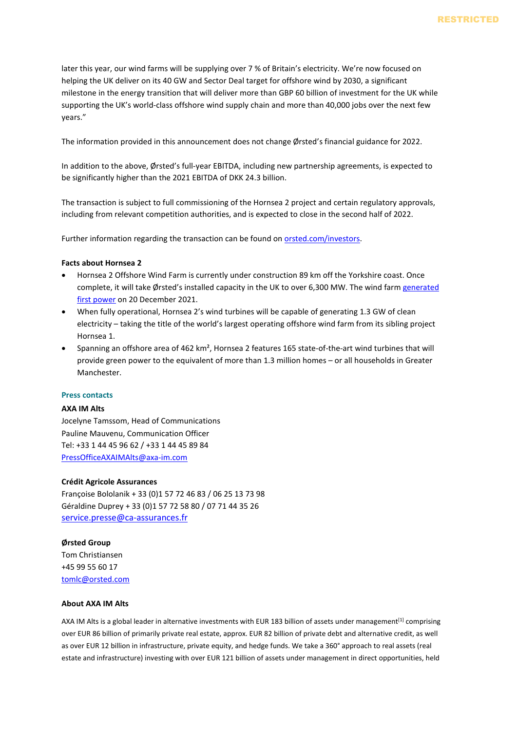later this year, our wind farms will be supplying over 7 % of Britain's electricity. We're now focused on helping the UK deliver on its 40 GW and Sector Deal target for offshore wind by 2030, a significant milestone in the energy transition that will deliver more than GBP 60 billion of investment for the UK while supporting the UK's world-class offshore wind supply chain and more than 40,000 jobs over the next few years."

The information provided in this announcement does not change Ørsted's financial guidance for 2022.

In addition to the above, Ørsted's full-year EBITDA, including new partnership agreements, is expected to be significantly higher than the 2021 EBITDA of DKK 24.3 billion.

The transaction is subject to full commissioning of the Hornsea 2 project and certain regulatory approvals, including from relevant competition authorities, and is expected to close in the second half of 2022.

Further information regarding the transaction can be found on [orsted.com/investors](orsted.com/investors).

**Facts about Hornsea 2**

- Hornsea 2 Offshore Wind Farm is currently under construction 89 km off the Yorkshire coast. Once complete, it will take Ørsted's installed capacity in the UK to over 6,300 MW. The wind farm generated first power on 20 December 2021.
- When fully operational, Hornsea 2's wind turbines will be capable of generating 1.3 GW of clean electricity – taking the title of the world's largest operating offshore wind farm from its sibling project Hornsea 1.
- Spanning an offshore area of 462 km², Hornsea 2 features 165 state-of-the-art wind turbines that will provide green power to the equivalent of more than 1.3 million homes – or all households in Greater Manchester.

**Press contacts**

**AXA IM Alts**
Jocelyne Tamssom, Head of Communications
Pauline Mauvenu, Communication Officer
Tel: +33 1 44 45 96 62 / +33 1 44 45 89 84
PressOfficeAXAIMAlts@axa-im.com

**Crédit Agricole Assurances**
Françoise Bololanik + 33 (0)1 57 72 46 83 / 06 25 13 73 98
Géraldine Duprey + 33 (0)1 57 72 58 80 / 07 71 44 35 26
service.presse@ca-assurances.fr

**Ørsted Group**
Tom Christiansen
+45 99 55 60 17
tomlc@orsted.com

**About AXA IM Alts**

AXA IM Alts is a global leader in alternative investments with EUR 183 billion of assets under management[1] comprising over EUR 86 billion of primarily private real estate, approx. EUR 82 billion of private debt and alternative credit, as well as over EUR 12 billion in infrastructure, private equity, and hedge funds. We take a 360° approach to real assets (real estate and infrastructure) investing with over EUR 121 billion of assets under management in direct opportunities, held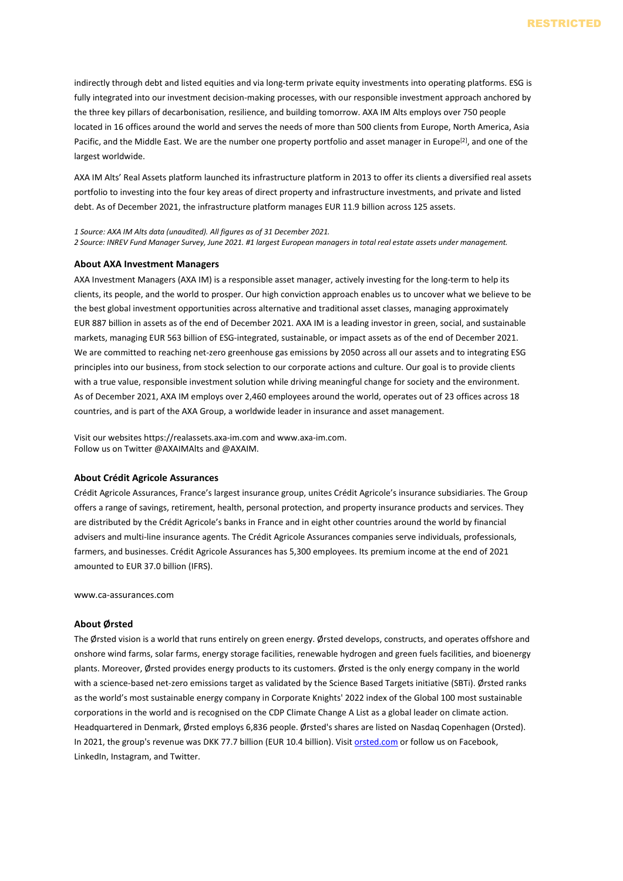indirectly through debt and listed equities and via long-term private equity investments into operating platforms. ESG is fully integrated into our investment decision-making processes, with our responsible investment approach anchored by the three key pillars of decarbonisation, resilience, and building tomorrow. AXA IM Alts employs over 750 people located in 16 offices around the world and serves the needs of more than 500 clients from Europe, North America, Asia Pacific, and the Middle East. We are the number one property portfolio and asset manager in Europe[2], and one of the largest worldwide.

AXA IM Alts' Real Assets platform launched its infrastructure platform in 2013 to offer its clients a diversified real assets portfolio to investing into the four key areas of direct property and infrastructure investments, and private and listed debt. As of December 2021, the infrastructure platform manages EUR 11.9 billion across 125 assets.

*1 Source: AXA IM Alts data (unaudited). All figures as of 31 December 2021.*
*2 Source: INREV Fund Manager Survey, June 2021. #1 largest European managers in total real estate assets under management.*

### About AXA Investment Managers

AXA Investment Managers (AXA IM) is a responsible asset manager, actively investing for the long-term to help its clients, its people, and the world to prosper. Our high conviction approach enables us to uncover what we believe to be the best global investment opportunities across alternative and traditional asset classes, managing approximately EUR 887 billion in assets as of the end of December 2021. AXA IM is a leading investor in green, social, and sustainable markets, managing EUR 563 billion of ESG-integrated, sustainable, or impact assets as of the end of December 2021. We are committed to reaching net-zero greenhouse gas emissions by 2050 across all our assets and to integrating ESG principles into our business, from stock selection to our corporate actions and culture. Our goal is to provide clients with a true value, responsible investment solution while driving meaningful change for society and the environment. As of December 2021, AXA IM employs over 2,460 employees around the world, operates out of 23 offices across 18 countries, and is part of the AXA Group, a worldwide leader in insurance and asset management.

Visit our websites https://realassets.axa-im.com and www.axa-im.com.
Follow us on Twitter @AXAIMAlts and @AXAIM.

### About Crédit Agricole Assurances

Crédit Agricole Assurances, France's largest insurance group, unites Crédit Agricole's insurance subsidiaries. The Group offers a range of savings, retirement, health, personal protection, and property insurance products and services. They are distributed by the Crédit Agricole's banks in France and in eight other countries around the world by financial advisers and multi-line insurance agents. The Crédit Agricole Assurances companies serve individuals, professionals, farmers, and businesses. Crédit Agricole Assurances has 5,300 employees. Its premium income at the end of 2021 amounted to EUR 37.0 billion (IFRS).

www.ca-assurances.com

### About Ørsted

The Ørsted vision is a world that runs entirely on green energy. Ørsted develops, constructs, and operates offshore and onshore wind farms, solar farms, energy storage facilities, renewable hydrogen and green fuels facilities, and bioenergy plants. Moreover, Ørsted provides energy products to its customers. Ørsted is the only energy company in the world with a science-based net-zero emissions target as validated by the Science Based Targets initiative (SBTi). Ørsted ranks as the world's most sustainable energy company in Corporate Knights' 2022 index of the Global 100 most sustainable corporations in the world and is recognised on the CDP Climate Change A List as a global leader on climate action. Headquartered in Denmark, Ørsted employs 6,836 people. Ørsted's shares are listed on Nasdaq Copenhagen (Orsted). In 2021, the group's revenue was DKK 77.7 billion (EUR 10.4 billion). Visit orsted.com or follow us on Facebook, LinkedIn, Instagram, and Twitter.